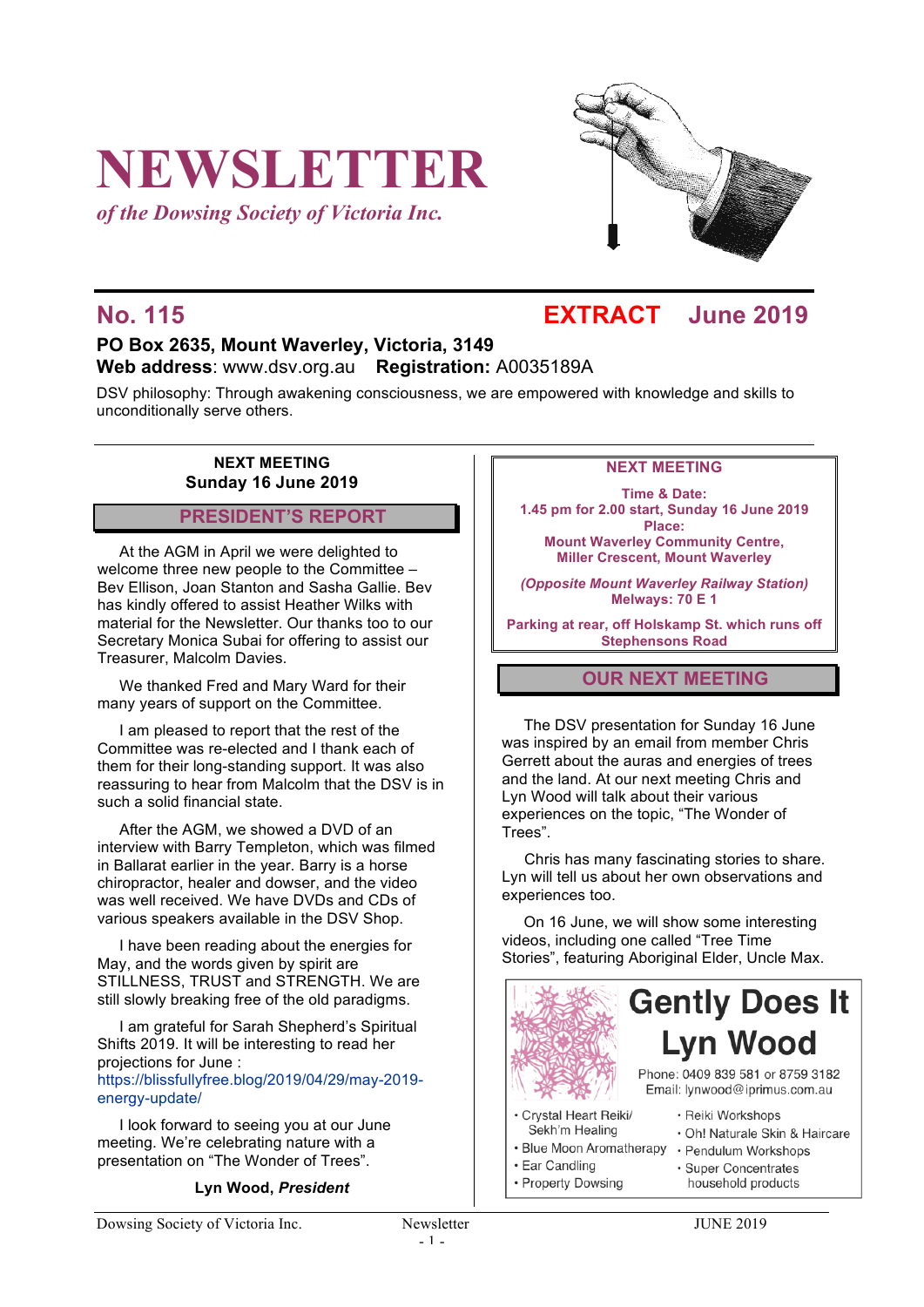# NEWSLETTER

*of the Dowsing Society of Victoria Inc.*

## No. 115 — EXTRACT — June 2019

**PO Box 2635, Mount Waverley, Victoria, 3149**
**Web address**: www.dsv.org.au **Registration:** A0035189A

DSV philosophy: Through awakening consciousness, we are empowered with knowledge and skills to unconditionally serve others.

**NEXT MEETING**
**Sunday 16 June 2019**

## PRESIDENT'S REPORT

At the AGM in April we were delighted to welcome three new people to the Committee – Bev Ellison, Joan Stanton and Sasha Gallie. Bev has kindly offered to assist Heather Wilks with material for the Newsletter. Our thanks too to our Secretary Monica Subai for offering to assist our Treasurer, Malcolm Davies.

We thanked Fred and Mary Ward for their many years of support on the Committee.

I am pleased to report that the rest of the Committee was re-elected and I thank each of them for their long-standing support. It was also reassuring to hear from Malcolm that the DSV is in such a solid financial state.

After the AGM, we showed a DVD of an interview with Barry Templeton, which was filmed in Ballarat earlier in the year. Barry is a horse chiropractor, healer and dowser, and the video was well received. We have DVDs and CDs of various speakers available in the DSV Shop.

I have been reading about the energies for May, and the words given by spirit are STILLNESS, TRUST and STRENGTH. We are still slowly breaking free of the old paradigms.

I am grateful for Sarah Shepherd's Spiritual Shifts 2019. It will be interesting to read her projections for June : https://blissfullyfree.blog/2019/04/29/may-2019-energy-update/

I look forward to seeing you at our June meeting. We're celebrating nature with a presentation on "The Wonder of Trees".

**Lyn Wood, *President***

---

**NEXT MEETING**

**Time & Date:**
**1.45 pm for 2.00 start, Sunday 16 June 2019**
**Place:**
**Mount Waverley Community Centre, Miller Crescent, Mount Waverley**

***(Opposite Mount Waverley Railway Station)***
**Melways: 70 E 1**

**Parking at rear, off Holskamp St. which runs off Stephensons Road**

## OUR NEXT MEETING

The DSV presentation for Sunday 16 June was inspired by an email from member Chris Gerrett about the auras and energies of trees and the land. At our next meeting Chris and Lyn Wood will talk about their various experiences on the topic, "The Wonder of Trees".

Chris has many fascinating stories to share. Lyn will tell us about her own observations and experiences too.

On 16 June, we will show some interesting videos, including one called "Tree Time Stories", featuring Aboriginal Elder, Uncle Max.

---

**Gently Does It**
**Lyn Wood**

Phone: 0409 839 581 or 8759 3182
Email: lynwood@iprimus.com.au

- Crystal Heart Reiki/ Sekh'm Healing
- Blue Moon Aromatherapy
- Ear Candling
- Property Dowsing
- Reiki Workshops
- Oh! Naturale Skin & Haircare
- Pendulum Workshops
- Super Concentrates household products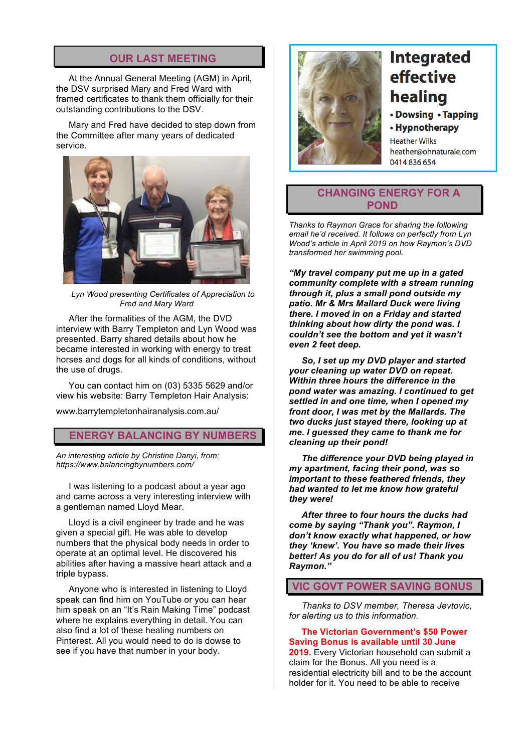## OUR LAST MEETING

At the Annual General Meeting (AGM) in April, the DSV surprised Mary and Fred Ward with framed certificates to thank them officially for their outstanding contributions to the DSV.

Mary and Fred have decided to step down from the Committee after many years of dedicated service.

*Lyn Wood presenting Certificates of Appreciation to Fred and Mary Ward*

After the formalities of the AGM, the DVD interview with Barry Templeton and Lyn Wood was presented. Barry shared details about how he became interested in working with energy to treat horses and dogs for all kinds of conditions, without the use of drugs.

You can contact him on (03) 5335 5629 and/or view his website: Barry Templeton Hair Analysis:

www.barrytempletonhairanalysis.com.au/

## ENERGY BALANCING BY NUMBERS

*An interesting article by Christine Danyi, from: https://www.balancingbynumbers.com/*

I was listening to a podcast about a year ago and came across a very interesting interview with a gentleman named Lloyd Mear.

Lloyd is a civil engineer by trade and he was given a special gift. He was able to develop numbers that the physical body needs in order to operate at an optimal level. He discovered his abilities after having a massive heart attack and a triple bypass.

Anyone who is interested in listening to Lloyd speak can find him on YouTube or you can hear him speak on an "It's Rain Making Time" podcast where he explains everything in detail. You can also find a lot of these healing numbers on Pinterest. All you would need to do is dowse to see if you have that number in your body.

**Integrated effective healing**

- **Dowsing** • **Tapping**
- **Hypnotherapy**

Heather Wilks
heather@ohnaturale.com
0414 836 654

## CHANGING ENERGY FOR A POND

*Thanks to Raymon Grace for sharing the following email he'd received. It follows on perfectly from Lyn Wood's article in April 2019 on how Raymon's DVD transformed her swimming pool.*

***"My travel company put me up in a gated community complete with a stream running through it, plus a small pond outside my patio. Mr & Mrs Mallard Duck were living there. I moved in on a Friday and started thinking about how dirty the pond was. I couldn't see the bottom and yet it wasn't even 2 feet deep.***

***So, I set up my DVD player and started your cleaning up water DVD on repeat. Within three hours the difference in the pond water was amazing. I continued to get settled in and one time, when I opened my front door, I was met by the Mallards. The two ducks just stayed there, looking up at me. I guessed they came to thank me for cleaning up their pond!***

***The difference your DVD being played in my apartment, facing their pond, was so important to these feathered friends, they had wanted to let me know how grateful they were!***

***After three to four hours the ducks had come by saying "Thank you". Raymon, I don't know exactly what happened, or how they 'knew'. You have so made their lives better! As you do for all of us! Thank you Raymon."***

## VIC GOVT POWER SAVING BONUS

*Thanks to DSV member, Theresa Jevtovic, for alerting us to this information.*

**The Victorian Government's $50 Power Saving Bonus is available until 30 June 2019.** Every Victorian household can submit a claim for the Bonus. All you need is a residential electricity bill and to be the account holder for it. You need to be able to receive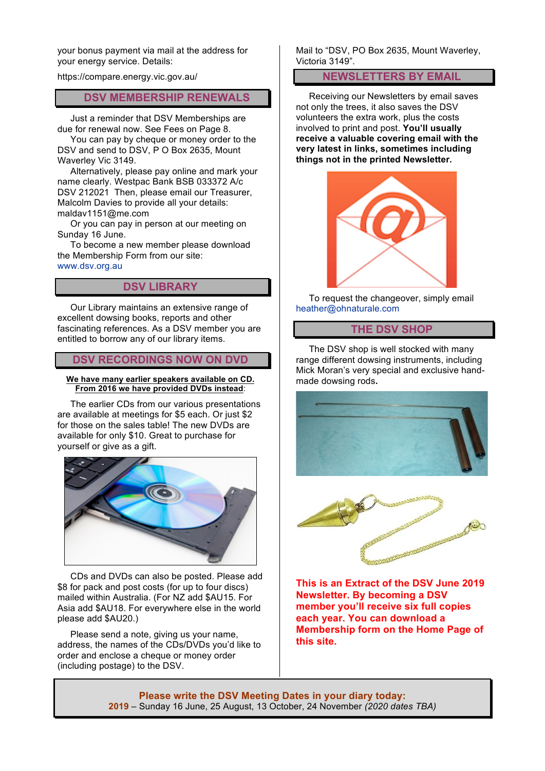your bonus payment via mail at the address for your energy service. Details:

https://compare.energy.vic.gov.au/

## DSV MEMBERSHIP RENEWALS

Just a reminder that DSV Memberships are due for renewal now. See Fees on Page 8.

You can pay by cheque or money order to the DSV and send to DSV, P O Box 2635, Mount Waverley Vic 3149.

Alternatively, please pay online and mark your name clearly. Westpac Bank BSB 033372 A/c DSV 212021 Then, please email our Treasurer, Malcolm Davies to provide all your details: maldav1151@me.com

Or you can pay in person at our meeting on Sunday 16 June.

To become a new member please download the Membership Form from our site: www.dsv.org.au

## DSV LIBRARY

Our Library maintains an extensive range of excellent dowsing books, reports and other fascinating references. As a DSV member you are entitled to borrow any of our library items.

## DSV RECORDINGS NOW ON DVD

**We have many earlier speakers available on CD. From 2016 we have provided DVDs instead:**

The earlier CDs from our various presentations are available at meetings for $5 each. Or just $2 for those on the sales table! The new DVDs are available for only $10. Great to purchase for yourself or give as a gift.

CDs and DVDs can also be posted. Please add $8 for pack and post costs (for up to four discs) mailed within Australia. (For NZ add $AU15. For Asia add $AU18. For everywhere else in the world please add $AU20.)

Please send a note, giving us your name, address, the names of the CDs/DVDs you'd like to order and enclose a cheque or money order (including postage) to the DSV.

Mail to "DSV, PO Box 2635, Mount Waverley, Victoria 3149".

## NEWSLETTERS BY EMAIL

Receiving our Newsletters by email saves not only the trees, it also saves the DSV volunteers the extra work, plus the costs involved to print and post. **You'll usually receive a valuable covering email with the very latest in links, sometimes including things not in the printed Newsletter.**

To request the changeover, simply email heather@ohnaturale.com

## THE DSV SHOP

The DSV shop is well stocked with many range different dowsing instruments, including Mick Moran's very special and exclusive hand-made dowsing rods.

**This is an Extract of the DSV June 2019 Newsletter. By becoming a DSV member you'll receive six full copies each year. You can download a Membership form on the Home Page of this site.**

**Please write the DSV Meeting Dates in your diary today:**
**2019** – Sunday 16 June, 25 August, 13 October, 24 November *(2020 dates TBA)*